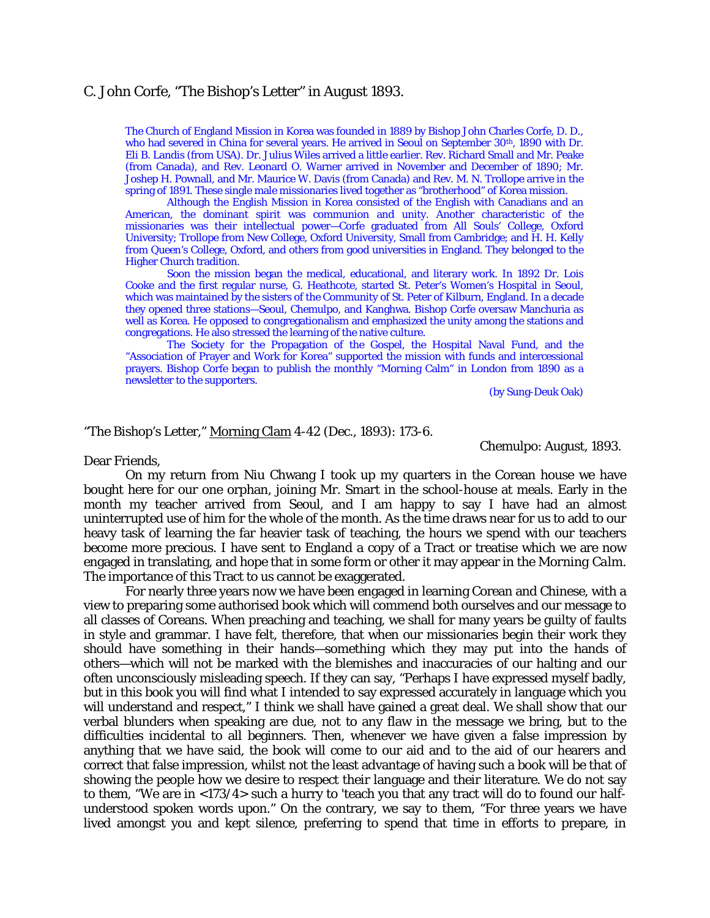C. John Corfe, "The Bishop's Letter" in August 1893.

> The Church of England Mission in Korea was founded in 1889 by Bishop John Charles Corfe, D. D., who had severed in China for several years. He arrived in Seoul on September 30th, 1890 with Dr. Eli B. Landis (from USA). Dr. Julius Wiles arrived a little earlier. Rev. Richard Small and Mr. Peake (from Canada), and Rev. Leonard O. Warner arrived in November and December of 1890; Mr. Joshep H. Pownall, and Mr. Maurice W. Davis (from Canada) and Rev. M. N. Trollope arrive in the spring of 1891. These single male missionaries lived together as "brotherhood" of Korea mission.
>
> Although the English Mission in Korea consisted of the English with Canadians and an American, the dominant spirit was communion and unity. Another characteristic of the missionaries was their intellectual power—Corfe graduated from All Souls' College, Oxford University; Trollope from New College, Oxford University, Small from Cambridge; and H. H. Kelly from Queen's College, Oxford, and others from good universities in England. They belonged to the Higher Church tradition.
>
> Soon the mission began the medical, educational, and literary work. In 1892 Dr. Lois Cooke and the first regular nurse, G. Heathcote, started St. Peter's Women's Hospital in Seoul, which was maintained by the sisters of the Community of St. Peter of Kilburn, England. In a decade they opened three stations—Seoul, Chemulpo, and Kanghwa. Bishop Corfe oversaw Manchuria as well as Korea. He opposed to congregationalism and emphasized the unity among the stations and congregations. He also stressed the learning of the native culture.
>
> The Society for the Propagation of the Gospel, the Hospital Naval Fund, and the "Association of Prayer and Work for Korea" supported the mission with funds and intercessional prayers. Bishop Corfe began to publish the monthly "Morning Calm" in London from 1890 as a newsletter to the supporters.
>
> (by Sung-Deuk Oak)

"The Bishop's Letter," Morning Clam 4-42 (Dec., 1893): 173-6.

Chemulpo: August, 1893.

Dear Friends,

On my return from Niu Chwang I took up my quarters in the Corean house we have bought here for our one orphan, joining Mr. Smart in the school-house at meals. Early in the month my teacher arrived from Seoul, and I am happy to say I have had an almost uninterrupted use of him for the whole of the month. As the time draws near for us to add to our heavy task of learning the far heavier task of teaching, the hours we spend with our teachers become more precious. I have sent to England a copy of a Tract or treatise which we are now engaged in translating, and hope that in some form or other it may appear in the *Morning Calm*. The importance of this Tract to us cannot be exaggerated.

For nearly three years now we have been engaged in learning Corean and Chinese, with a view to preparing some authorised book which will commend both ourselves and our message to all classes of Coreans. When preaching and teaching, we shall for many years be guilty of faults in style and grammar. I have felt, therefore, that when our missionaries begin their work they should have something in their hands—something which they may put into the hands of others—which will not be marked with the blemishes and inaccuracies of our halting and our often unconsciously misleading speech. If they can say, "Perhaps I have expressed myself badly, but in this book you will find what I intended to say expressed accurately in language which you will understand and respect," I think we shall have gained a great deal. We shall show that our verbal blunders when speaking are due, not to any flaw in the message we bring, but to the difficulties incidental to all beginners. Then, whenever we have given a false impression by anything that we have said, the book will come to our aid and to the aid of our hearers and correct that false impression, whilst not the least advantage of having such a book will be that of showing the people how we desire to respect their language and their literature. We do not say to them, "We are in <173/4> such a hurry to 'teach you that any tract will do to found our half-understood spoken words upon." On the contrary, we say to them, "For three years we have lived amongst you and kept silence, preferring to spend that time in efforts to prepare, in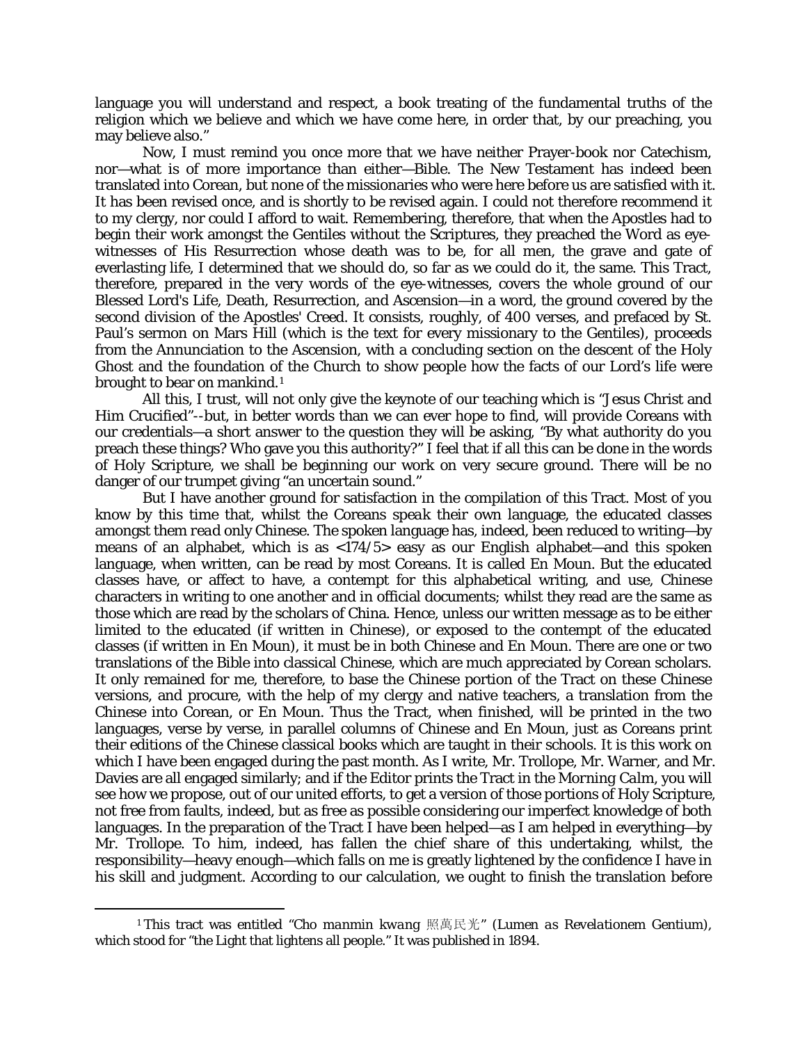language you will understand and respect, a book treating of the fundamental truths of the religion which we believe and which we have come here, in order that, by our preaching, you may believe also."

Now, I must remind you once more that we have neither Prayer-book nor Catechism, nor—what is of more importance than either—Bible. The New Testament has indeed been translated into Corean, but none of the missionaries who were here before us are satisfied with it. It has been revised once, and is shortly to be revised again. I could not therefore recommend it to my clergy, nor could I afford to wait. Remembering, therefore, that when the Apostles had to begin their work amongst the Gentiles without the Scriptures, they preached the Word as eye-witnesses of His Resurrection whose death was to be, for all men, the grave and gate of everlasting life, I determined that we should do, so far as we could do it, the same. This Tract, therefore, prepared in the very words of the eye-witnesses, covers the whole ground of our Blessed Lord's Life, Death, Resurrection, and Ascension—in a word, the ground covered by the second division of the Apostles' Creed. It consists, roughly, of 400 verses, and prefaced by St. Paul's sermon on Mars Hill (which is the text for every missionary to the Gentiles), proceeds from the Annunciation to the Ascension, with a concluding section on the descent of the Holy Ghost and the foundation of the Church to show people how the facts of our Lord's life were brought to bear on mankind.[1]

All this, I trust, will not only give the keynote of our teaching which is "Jesus Christ and Him Crucified"--but, in better words than we can ever hope to find, will provide Coreans with our credentials—a short answer to the question they will be asking, "By what authority do you preach these things? Who gave you this authority?" I feel that if all this can be done in the words of Holy Scripture, we shall be beginning our work on very secure ground. There will be no danger of our trumpet giving "an uncertain sound."

But I have another ground for satisfaction in the compilation of this Tract. Most of you know by this time that, whilst the Coreans *speak* their own language, the educated classes amongst them *read* only Chinese. The spoken language has, indeed, been reduced to writing—by means of an alphabet, which is as <174/5> easy as our English alphabet—and this spoken language, when written, can be read by most Coreans. It is called En Moun. But the educated classes have, or affect to have, a contempt for this alphabetical writing, and use, Chinese characters in writing to one another and in official documents; whilst they read are the same as those which are read by the scholars of China. Hence, unless our written message as to be either limited to the educated (if written in Chinese), or exposed to the contempt of the educated classes (if written in En Moun), it must be in both Chinese and En Moun. There are one or two translations of the Bible into classical Chinese, which are much appreciated by Corean scholars. It only remained for me, therefore, to base the Chinese portion of the Tract on these Chinese versions, and procure, with the help of my clergy and native teachers, a translation from the Chinese into Corean, or En Moun. Thus the Tract, when finished, will be printed in the two languages, verse by verse, in parallel columns of Chinese and En Moun, just as Coreans print their editions of the Chinese classical books which are taught in their schools. It is this work on which I have been engaged during the past month. As I write, Mr. Trollope, Mr. Warner, and Mr. Davies are all engaged similarly; and if the Editor prints the Tract in the *Morning Calm*, you will see how we propose, out of our united efforts, to get a version of those portions of Holy Scripture, not free from faults, indeed, but as free as possible considering our imperfect knowledge of both languages. In the preparation of the Tract I have been helped—as I am helped in everything—by Mr. Trollope. To him, indeed, has fallen the chief share of this undertaking, whilst, the responsibility—heavy enough—which falls on me is greatly lightened by the confidence I have in his skill and judgment. According to our calculation, we ought to finish the translation before

---

[1] This tract was entitled "*Cho manmin kwang* 照萬民光" (*Lumen as Revelationem Gentium*), which stood for "the Light that lightens all people." It was published in 1894.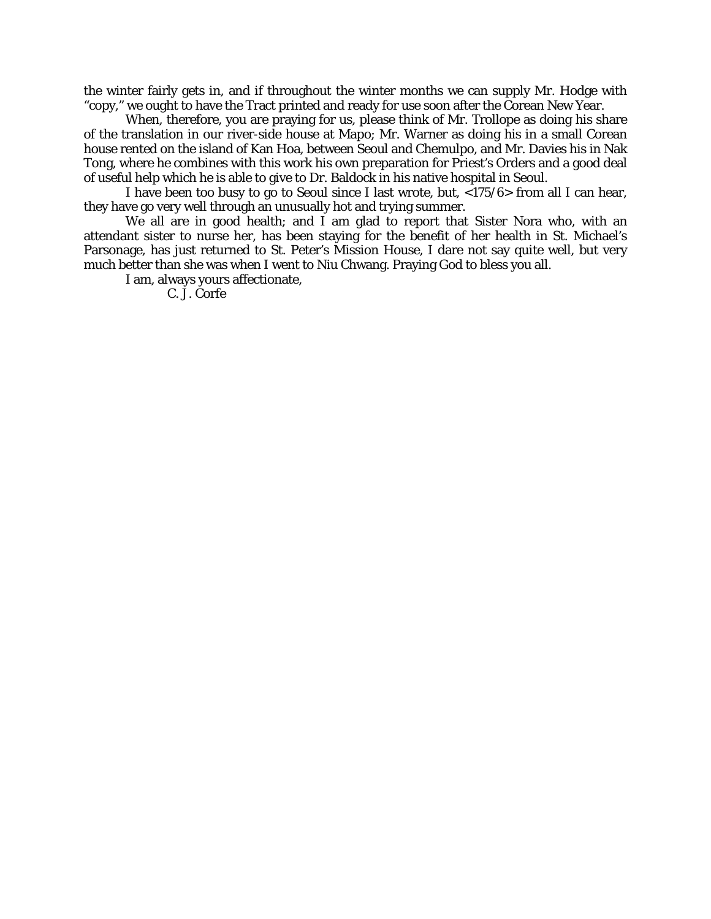the winter fairly gets in, and if throughout the winter months we can supply Mr. Hodge with "copy," we ought to have the Tract printed and ready for use soon after the Corean New Year.

When, therefore, you are praying for us, please think of Mr. Trollope as doing his share of the translation in our river-side house at Mapo; Mr. Warner as doing his in a small Corean house rented on the island of Kan Hoa, between Seoul and Chemulpo, and Mr. Davies his in Nak Tong, where he combines with this work his own preparation for Priest's Orders and a good deal of useful help which he is able to give to Dr. Baldock in his native hospital in Seoul.

I have been too busy to go to Seoul since I last wrote, but, <175/6> from all I can hear, they have go very well through an unusually hot and trying summer.

We all are in good health; and I am glad to report that Sister Nora who, with an attendant sister to nurse her, has been staying for the benefit of her health in St. Michael's Parsonage, has just returned to St. Peter's Mission House, I dare not say quite well, but very much better than she was when I went to Niu Chwang. Praying God to bless you all.

I am, always yours affectionate,

C. J. Corfe